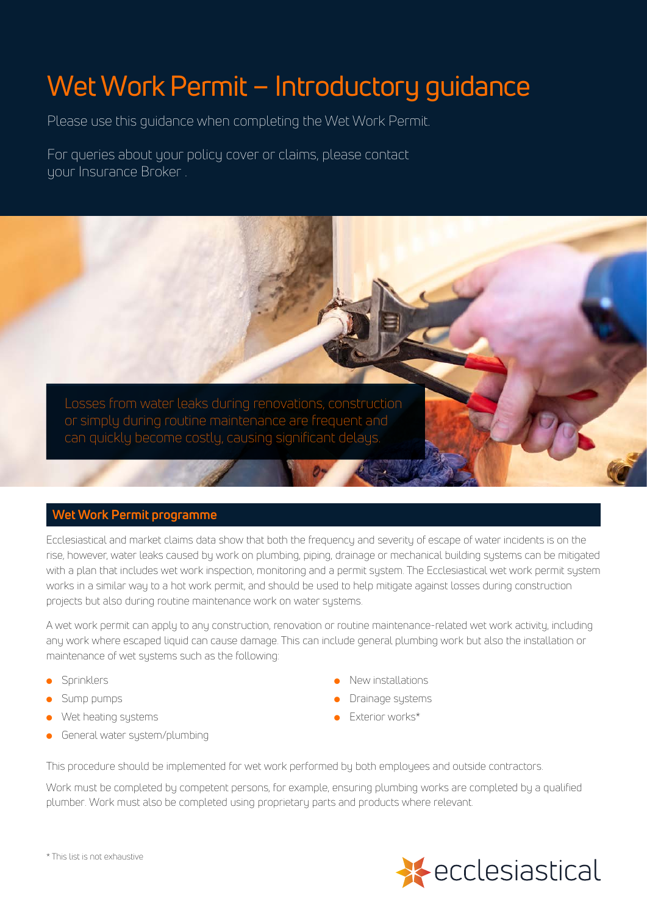# Wet Work Permit – Introductory guidance

Please use this guidance when completing the Wet Work Permit.

For queries about your policy cover or claims, please contact your Insurance Broker .

Losses from water leaks during renovations, construction or simply during routine maintenance are frequent and can quickly become costly, causing significant delays.

## Wet Work Permit programme

Ecclesiastical and market claims data show that both the frequency and severity of escape of water incidents is on the rise, however, water leaks caused by work on plumbing, piping, drainage or mechanical building systems can be mitigated with a plan that includes wet work inspection, monitoring and a permit system. The Ecclesiastical wet work permit system works in a similar way to a hot work permit, and should be used to help mitigate against losses during construction projects but also during routine maintenance work on water systems.

A wet work permit can apply to any construction, renovation or routine maintenance-related wet work activity, including any work where escaped liquid can cause damage. This can include general plumbing work but also the installation or maintenance of wet systems such as the following:

- Sprinklers
- Sump pumps
- Wet heating systems
- General water system/plumbing
- New installations
- Drainage systems
- Exterior works*

This procedure should be implemented for wet work performed by both employees and outside contractors.

Work must be completed by competent persons, for example, ensuring plumbing works are completed by a qualified plumber. Work must also be completed using proprietary parts and products where relevant.

\* This list is not exhaustive

ecclesiastical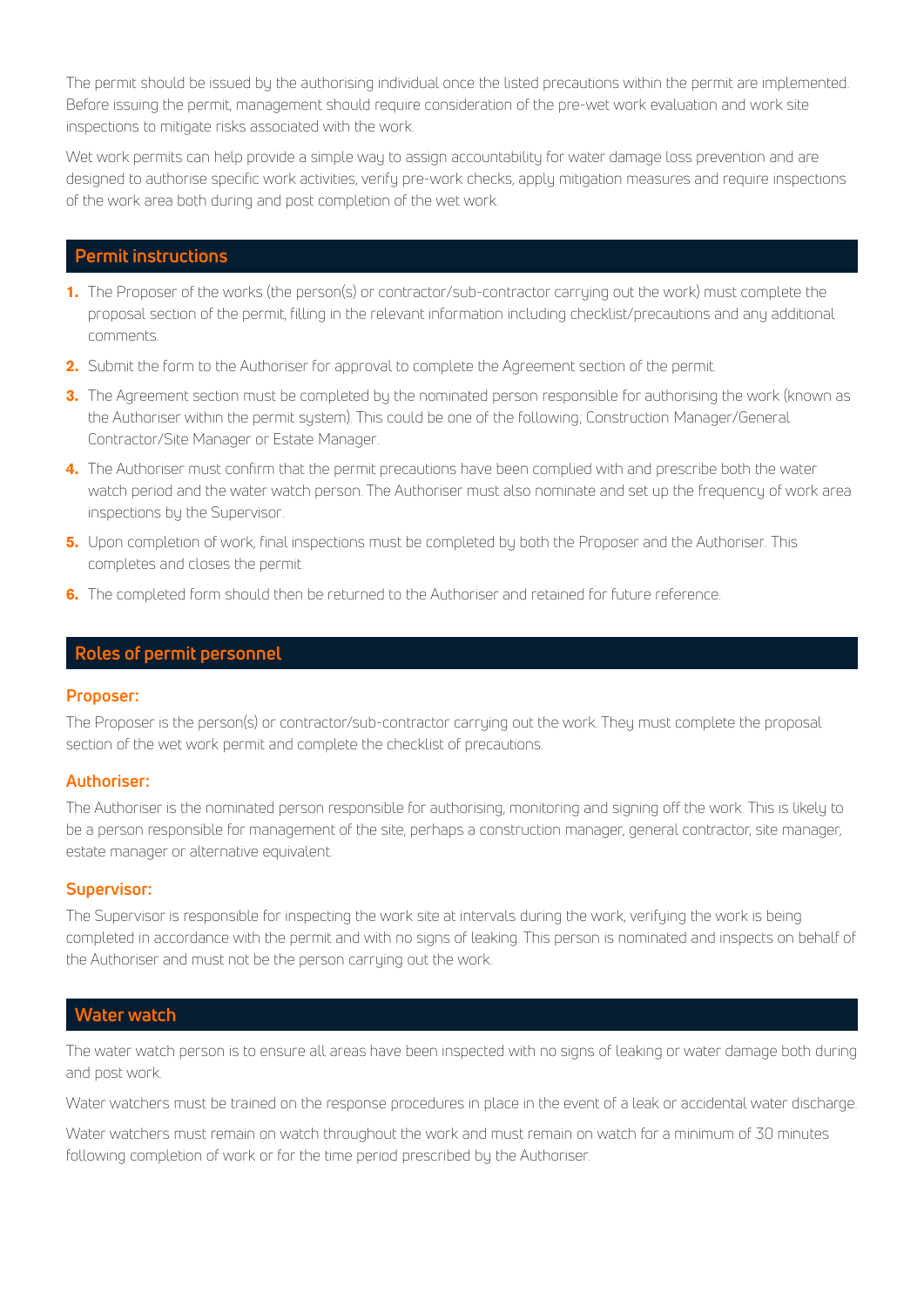The permit should be issued by the authorising individual once the listed precautions within the permit are implemented. Before issuing the permit, management should require consideration of the pre-wet work evaluation and work site inspections to mitigate risks associated with the work.

Wet work permits can help provide a simple way to assign accountability for water damage loss prevention and are designed to authorise specific work activities, verify pre-work checks, apply mitigation measures and require inspections of the work area both during and post completion of the wet work.

## Permit instructions

1. The Proposer of the works (the person(s) or contractor/sub-contractor carrying out the work) must complete the proposal section of the permit, filling in the relevant information including checklist/precautions and any additional comments.
2. Submit the form to the Authoriser for approval to complete the Agreement section of the permit.
3. The Agreement section must be completed by the nominated person responsible for authorising the work (known as the Authoriser within the permit system). This could be one of the following; Construction Manager/General Contractor/Site Manager or Estate Manager.
4. The Authoriser must confirm that the permit precautions have been complied with and prescribe both the water watch period and the water watch person. The Authoriser must also nominate and set up the frequency of work area inspections by the Supervisor.
5. Upon completion of work, final inspections must be completed by both the Proposer and the Authoriser. This completes and closes the permit.
6. The completed form should then be returned to the Authoriser and retained for future reference.

## Roles of permit personnel

### Proposer:

The Proposer is the person(s) or contractor/sub-contractor carrying out the work. They must complete the proposal section of the wet work permit and complete the checklist of precautions.

### Authoriser:

The Authoriser is the nominated person responsible for authorising, monitoring and signing off the work. This is likely to be a person responsible for management of the site, perhaps a construction manager, general contractor, site manager, estate manager or alternative equivalent.

### Supervisor:

The Supervisor is responsible for inspecting the work site at intervals during the work, verifying the work is being completed in accordance with the permit and with no signs of leaking. This person is nominated and inspects on behalf of the Authoriser and must not be the person carrying out the work.

## Water watch

The water watch person is to ensure all areas have been inspected with no signs of leaking or water damage both during and post work.

Water watchers must be trained on the response procedures in place in the event of a leak or accidental water discharge.

Water watchers must remain on watch throughout the work and must remain on watch for a minimum of 30 minutes following completion of work or for the time period prescribed by the Authoriser.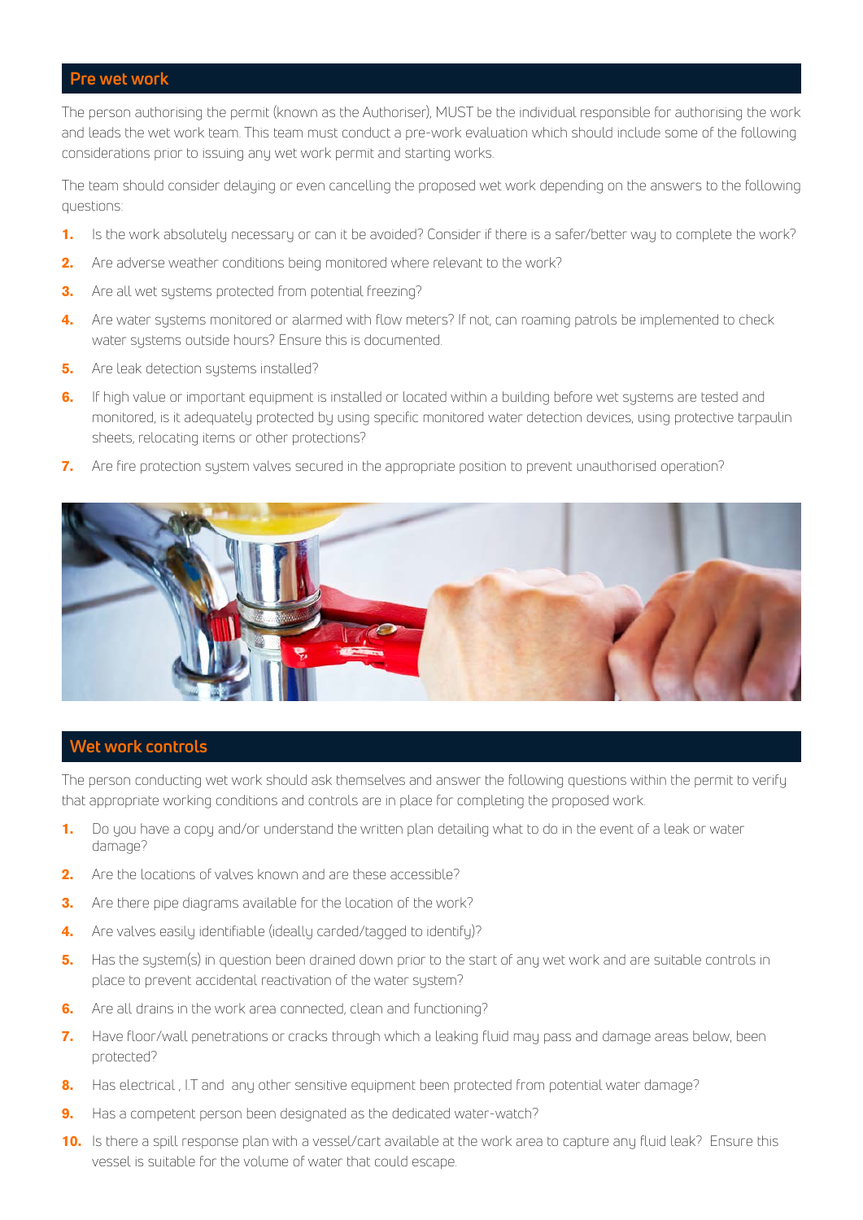## Pre wet work

The person authorising the permit (known as the Authoriser), MUST be the individual responsible for authorising the work and leads the wet work team. This team must conduct a pre-work evaluation which should include some of the following considerations prior to issuing any wet work permit and starting works.

The team should consider delaying or even cancelling the proposed wet work depending on the answers to the following questions:

1. Is the work absolutely necessary or can it be avoided? Consider if there is a safer/better way to complete the work?
2. Are adverse weather conditions being monitored where relevant to the work?
3. Are all wet systems protected from potential freezing?
4. Are water systems monitored or alarmed with flow meters? If not, can roaming patrols be implemented to check water systems outside hours? Ensure this is documented.
5. Are leak detection systems installed?
6. If high value or important equipment is installed or located within a building before wet systems are tested and monitored, is it adequately protected by using specific monitored water detection devices, using protective tarpaulin sheets, relocating items or other protections?
7. Are fire protection system valves secured in the appropriate position to prevent unauthorised operation?

## Wet work controls

The person conducting wet work should ask themselves and answer the following questions within the permit to verify that appropriate working conditions and controls are in place for completing the proposed work.

1. Do you have a copy and/or understand the written plan detailing what to do in the event of a leak or water damage?
2. Are the locations of valves known and are these accessible?
3. Are there pipe diagrams available for the location of the work?
4. Are valves easily identifiable (ideally carded/tagged to identify)?
5. Has the system(s) in question been drained down prior to the start of any wet work and are suitable controls in place to prevent accidental reactivation of the water system?
6. Are all drains in the work area connected, clean and functioning?
7. Have floor/wall penetrations or cracks through which a leaking fluid may pass and damage areas below, been protected?
8. Has electrical , I.T and any other sensitive equipment been protected from potential water damage?
9. Has a competent person been designated as the dedicated water-watch?
10. Is there a spill response plan with a vessel/cart available at the work area to capture any fluid leak? Ensure this vessel is suitable for the volume of water that could escape.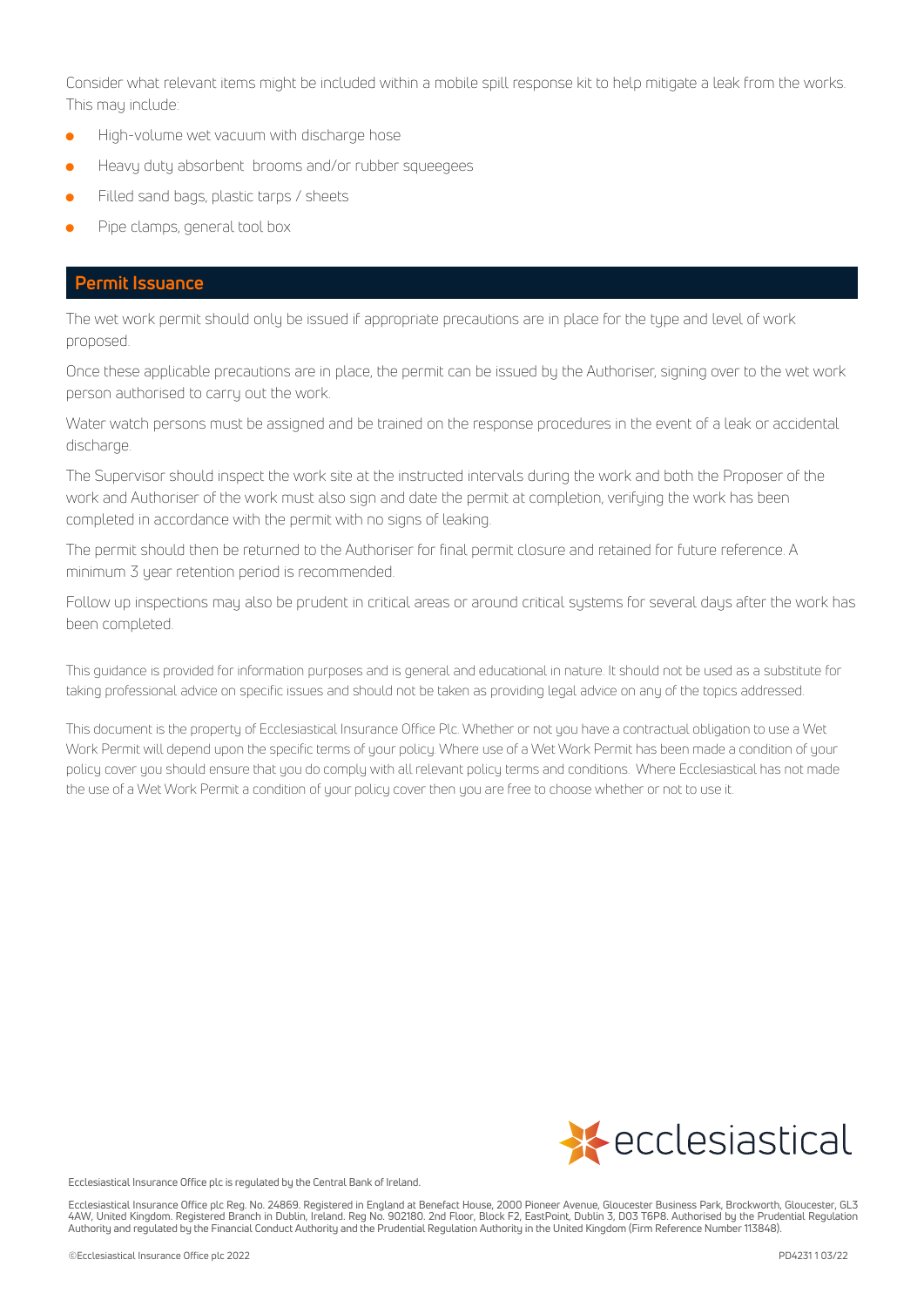Consider what relevant items might be included within a mobile spill response kit to help mitigate a leak from the works. This may include:

- High-volume wet vacuum with discharge hose
- Heavy duty absorbent brooms and/or rubber squeegees
- Filled sand bags, plastic tarps / sheets
- Pipe clamps, general tool box

## Permit Issuance

The wet work permit should only be issued if appropriate precautions are in place for the type and level of work proposed.

Once these applicable precautions are in place, the permit can be issued by the Authoriser, signing over to the wet work person authorised to carry out the work.

Water watch persons must be assigned and be trained on the response procedures in the event of a leak or accidental discharge.

The Supervisor should inspect the work site at the instructed intervals during the work and both the Proposer of the work and Authoriser of the work must also sign and date the permit at completion, verifying the work has been completed in accordance with the permit with no signs of leaking.

The permit should then be returned to the Authoriser for final permit closure and retained for future reference. A minimum 3 year retention period is recommended.

Follow up inspections may also be prudent in critical areas or around critical systems for several days after the work has been completed.

This guidance is provided for information purposes and is general and educational in nature. It should not be used as a substitute for taking professional advice on specific issues and should not be taken as providing legal advice on any of the topics addressed.

This document is the property of Ecclesiastical Insurance Office Plc. Whether or not you have a contractual obligation to use a Wet Work Permit will depend upon the specific terms of your policy. Where use of a Wet Work Permit has been made a condition of your policy cover you should ensure that you do comply with all relevant policy terms and conditions. Where Ecclesiastical has not made the use of a Wet Work Permit a condition of your policy cover then you are free to choose whether or not to use it.

ecclesiastical

Ecclesiastical Insurance Office plc is regulated by the Central Bank of Ireland.

Ecclesiastical Insurance Office plc Reg. No. 24869. Registered in England at Benefact House, 2000 Pioneer Avenue, Gloucester Business Park, Brockworth, Gloucester, GL3 4AW, United Kingdom. Registered Branch in Dublin, Ireland. Reg No. 902180. 2nd Floor, Block F2, EastPoint, Dublin 3, D03 T6P8. Authorised by the Prudential Regulation Authority and regulated by the Financial Conduct Authority and the Prudential Regulation Authority in the United Kingdom (Firm Reference Number 113848).

©Ecclesiastical Insurance Office plc 2022

PD4231 1 03/22